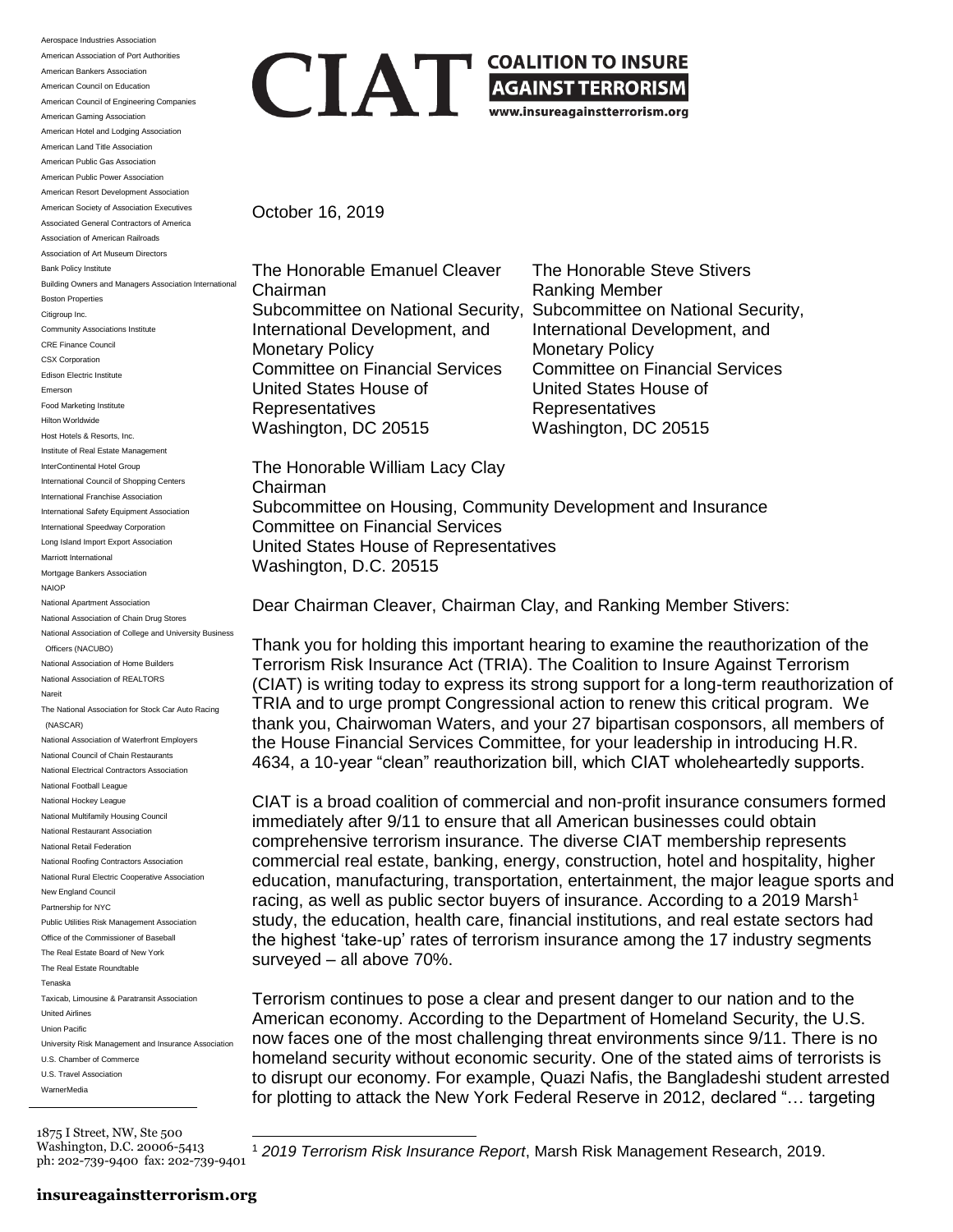# CIAT COALITION TO INSURE AGAINST TERRORISM

www.insureagainstterrorism.org

Aerospace Industries Association
American Association of Port Authorities
American Bankers Association
American Council on Education
American Council of Engineering Companies
American Gaming Association
American Hotel and Lodging Association
American Land Title Association
American Public Gas Association
American Public Power Association
American Resort Development Association
American Society of Association Executives
Associated General Contractors of America
Association of American Railroads
Association of Art Museum Directors
Bank Policy Institute
Building Owners and Managers Association International
Boston Properties
Citigroup Inc.
Community Associations Institute
CRE Finance Council
CSX Corporation
Edison Electric Institute
Emerson
Food Marketing Institute
Hilton Worldwide
Host Hotels & Resorts, Inc.
Institute of Real Estate Management
InterContinental Hotel Group
International Council of Shopping Centers
International Franchise Association
International Safety Equipment Association
International Speedway Corporation
Long Island Import Export Association
Marriott International
Mortgage Bankers Association
NAIOP
National Apartment Association
National Association of Chain Drug Stores
National Association of College and University Business Officers (NACUBO)
National Association of Home Builders
National Association of REALTORS
Nareit
The National Association for Stock Car Auto Racing (NASCAR)
National Association of Waterfront Employers
National Council of Chain Restaurants
National Electrical Contractors Association
National Football League
National Hockey League
National Multifamily Housing Council
National Restaurant Association
National Retail Federation
National Roofing Contractors Association
National Rural Electric Cooperative Association
New England Council
Partnership for NYC
Public Utilities Risk Management Association
Office of the Commissioner of Baseball
The Real Estate Board of New York
The Real Estate Roundtable
Tenaska
Taxicab, Limousine & Paratransit Association
United Airlines
Union Pacific
University Risk Management and Insurance Association
U.S. Chamber of Commerce
U.S. Travel Association
WarnerMedia

1875 I Street, NW, Ste 500
Washington, D.C. 20006-5413
ph: 202-739-9400 fax: 202-739-9401

October 16, 2019

The Honorable Emanuel Cleaver
Chairman
Subcommittee on National Security, International Development, and Monetary Policy
Committee on Financial Services
United States House of Representatives
Washington, DC 20515

The Honorable Steve Stivers
Ranking Member
Subcommittee on National Security, International Development, and Monetary Policy
Committee on Financial Services
United States House of Representatives
Washington, DC 20515

The Honorable William Lacy Clay
Chairman
Subcommittee on Housing, Community Development and Insurance
Committee on Financial Services
United States House of Representatives
Washington, D.C. 20515

Dear Chairman Cleaver, Chairman Clay, and Ranking Member Stivers:

Thank you for holding this important hearing to examine the reauthorization of the Terrorism Risk Insurance Act (TRIA). The Coalition to Insure Against Terrorism (CIAT) is writing today to express its strong support for a long-term reauthorization of TRIA and to urge prompt Congressional action to renew this critical program. We thank you, Chairwoman Waters, and your 27 bipartisan cosponsors, all members of the House Financial Services Committee, for your leadership in introducing H.R. 4634, a 10-year "clean" reauthorization bill, which CIAT wholeheartedly supports.

CIAT is a broad coalition of commercial and non-profit insurance consumers formed immediately after 9/11 to ensure that all American businesses could obtain comprehensive terrorism insurance. The diverse CIAT membership represents commercial real estate, banking, energy, construction, hotel and hospitality, higher education, manufacturing, transportation, entertainment, the major league sports and racing, as well as public sector buyers of insurance. According to a 2019 Marsh[1] study, the education, health care, financial institutions, and real estate sectors had the highest 'take-up' rates of terrorism insurance among the 17 industry segments surveyed – all above 70%.

Terrorism continues to pose a clear and present danger to our nation and to the American economy. According to the Department of Homeland Security, the U.S. now faces one of the most challenging threat environments since 9/11. There is no homeland security without economic security. One of the stated aims of terrorists is to disrupt our economy. For example, Quazi Nafis, the Bangladeshi student arrested for plotting to attack the New York Federal Reserve in 2012, declared "… targeting

[1] *2019 Terrorism Risk Insurance Report*, Marsh Risk Management Research, 2019.

**insureagainstterrorism.org**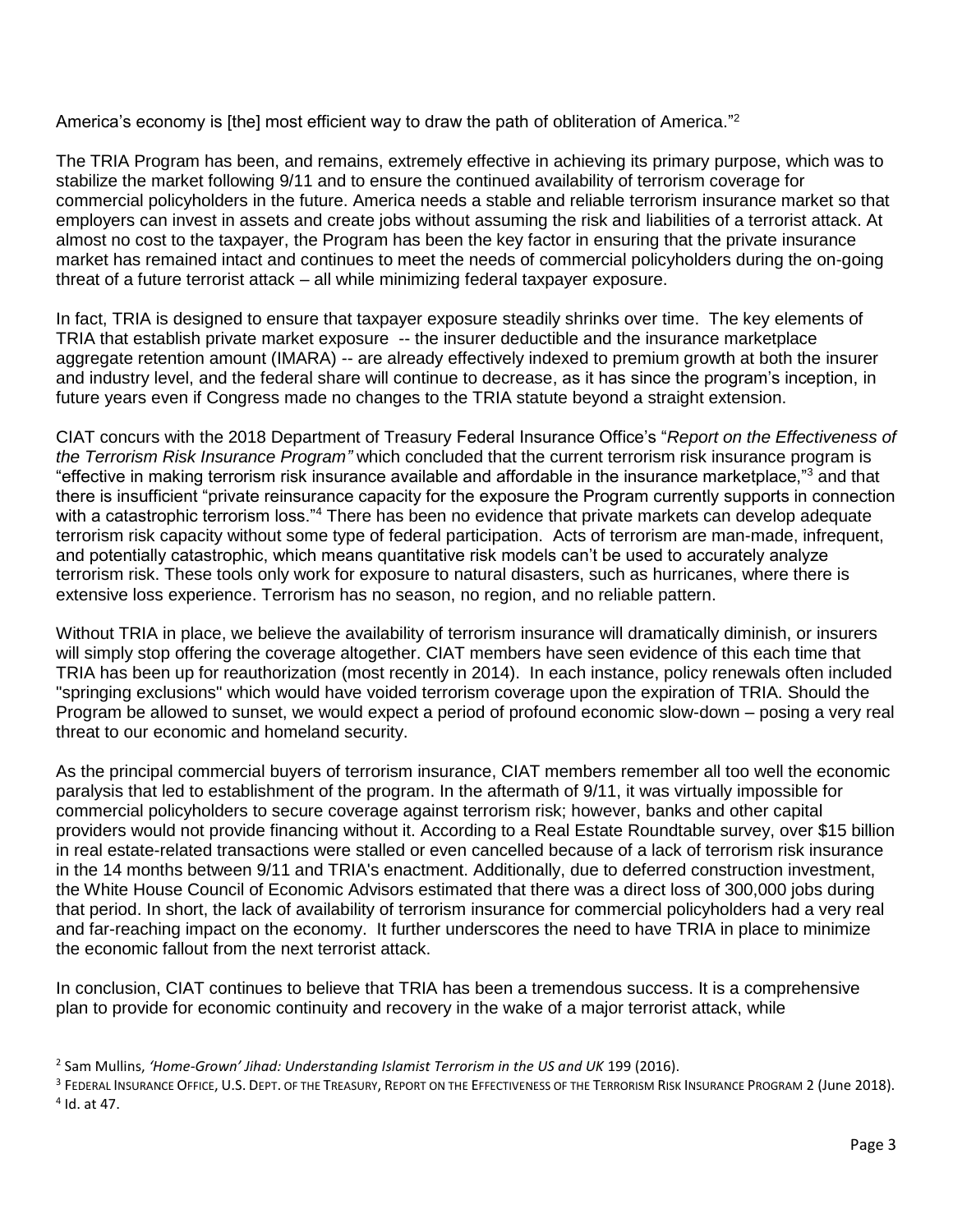America's economy is [the] most efficient way to draw the path of obliteration of America."[2]

The TRIA Program has been, and remains, extremely effective in achieving its primary purpose, which was to stabilize the market following 9/11 and to ensure the continued availability of terrorism coverage for commercial policyholders in the future. America needs a stable and reliable terrorism insurance market so that employers can invest in assets and create jobs without assuming the risk and liabilities of a terrorist attack. At almost no cost to the taxpayer, the Program has been the key factor in ensuring that the private insurance market has remained intact and continues to meet the needs of commercial policyholders during the on-going threat of a future terrorist attack – all while minimizing federal taxpayer exposure.

In fact, TRIA is designed to ensure that taxpayer exposure steadily shrinks over time. The key elements of TRIA that establish private market exposure -- the insurer deductible and the insurance marketplace aggregate retention amount (IMARA) -- are already effectively indexed to premium growth at both the insurer and industry level, and the federal share will continue to decrease, as it has since the program's inception, in future years even if Congress made no changes to the TRIA statute beyond a straight extension.

CIAT concurs with the 2018 Department of Treasury Federal Insurance Office's "*Report on the Effectiveness of the Terrorism Risk Insurance Program"* which concluded that the current terrorism risk insurance program is "effective in making terrorism risk insurance available and affordable in the insurance marketplace,"[3] and that there is insufficient "private reinsurance capacity for the exposure the Program currently supports in connection with a catastrophic terrorism loss."[4] There has been no evidence that private markets can develop adequate terrorism risk capacity without some type of federal participation. Acts of terrorism are man-made, infrequent, and potentially catastrophic, which means quantitative risk models can't be used to accurately analyze terrorism risk. These tools only work for exposure to natural disasters, such as hurricanes, where there is extensive loss experience. Terrorism has no season, no region, and no reliable pattern.

Without TRIA in place, we believe the availability of terrorism insurance will dramatically diminish, or insurers will simply stop offering the coverage altogether. CIAT members have seen evidence of this each time that TRIA has been up for reauthorization (most recently in 2014). In each instance, policy renewals often included "springing exclusions" which would have voided terrorism coverage upon the expiration of TRIA. Should the Program be allowed to sunset, we would expect a period of profound economic slow-down – posing a very real threat to our economic and homeland security.

As the principal commercial buyers of terrorism insurance, CIAT members remember all too well the economic paralysis that led to establishment of the program. In the aftermath of 9/11, it was virtually impossible for commercial policyholders to secure coverage against terrorism risk; however, banks and other capital providers would not provide financing without it. According to a Real Estate Roundtable survey, over $15 billion in real estate-related transactions were stalled or even cancelled because of a lack of terrorism risk insurance in the 14 months between 9/11 and TRIA's enactment. Additionally, due to deferred construction investment, the White House Council of Economic Advisors estimated that there was a direct loss of 300,000 jobs during that period. In short, the lack of availability of terrorism insurance for commercial policyholders had a very real and far-reaching impact on the economy. It further underscores the need to have TRIA in place to minimize the economic fallout from the next terrorist attack.

In conclusion, CIAT continues to believe that TRIA has been a tremendous success. It is a comprehensive plan to provide for economic continuity and recovery in the wake of a major terrorist attack, while

---

[2] Sam Mullins, *'Home-Grown' Jihad: Understanding Islamist Terrorism in the US and UK* 199 (2016).

[3] Federal Insurance Office, U.S. Dept. of the Treasury, Report on the Effectiveness of the Terrorism Risk Insurance Program 2 (June 2018).

[4] Id. at 47.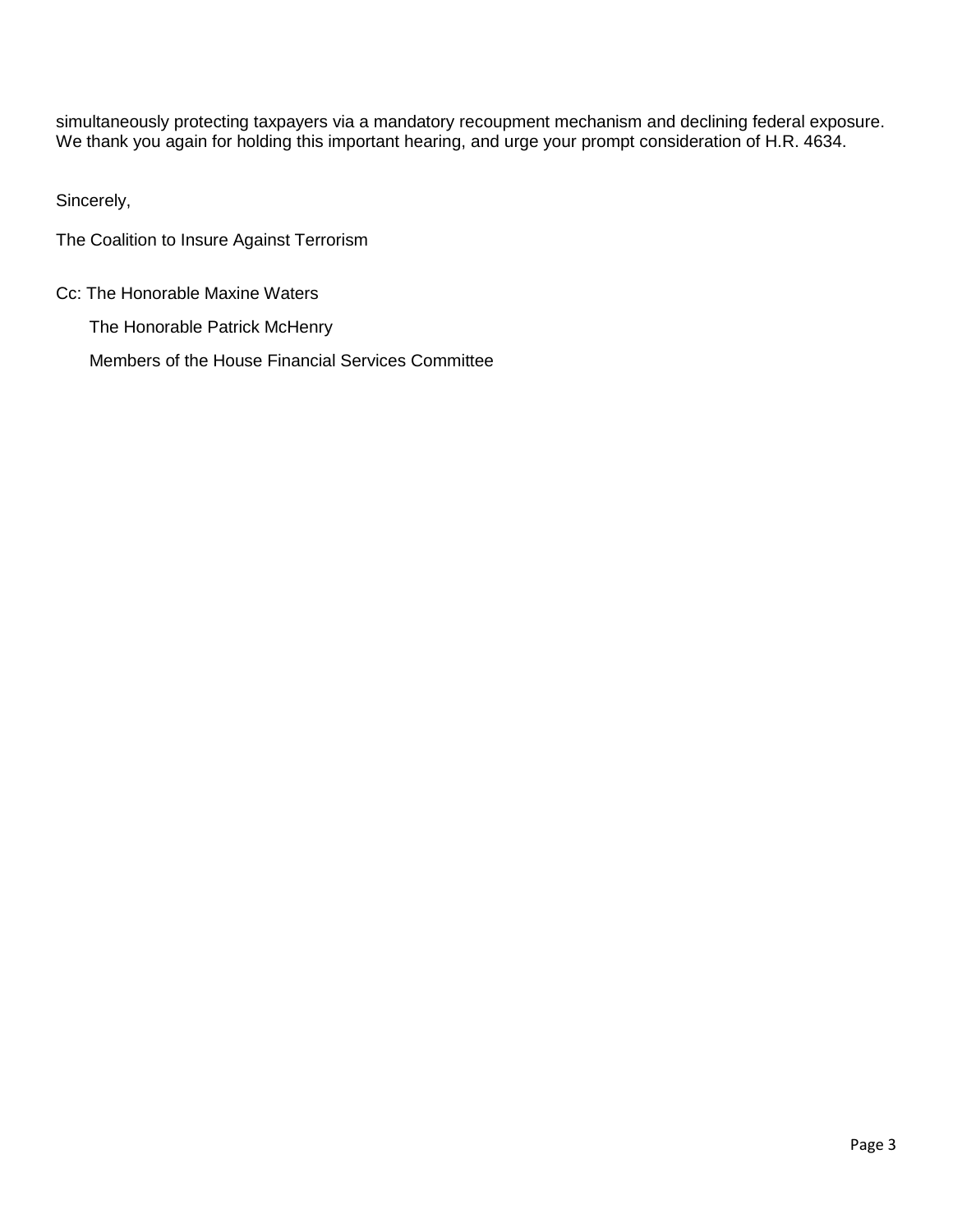simultaneously protecting taxpayers via a mandatory recoupment mechanism and declining federal exposure. We thank you again for holding this important hearing, and urge your prompt consideration of H.R. 4634.

Sincerely,

The Coalition to Insure Against Terrorism

Cc: The Honorable Maxine Waters

The Honorable Patrick McHenry

Members of the House Financial Services Committee